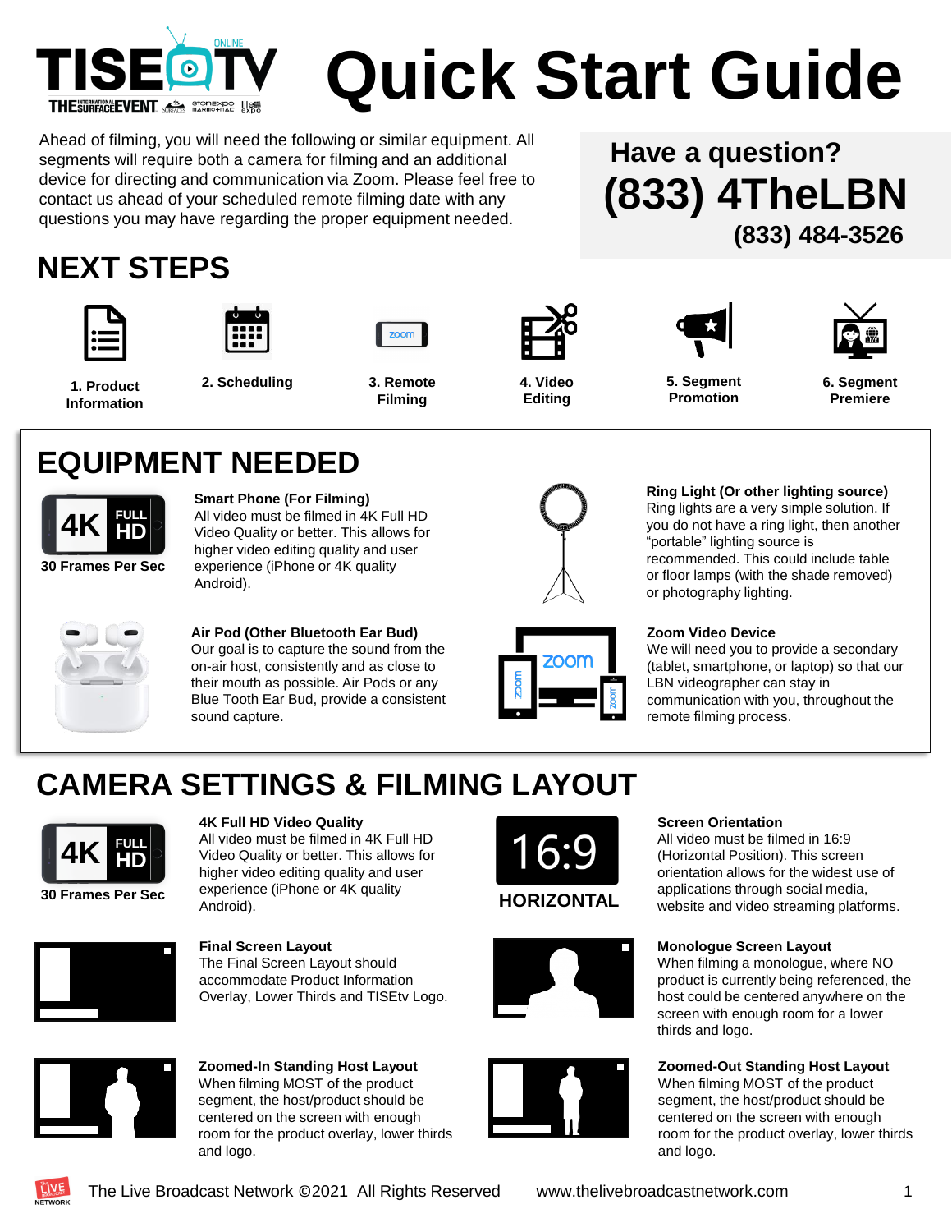# Quick Start Guide

Ahead of filming, you will need the following or similar equipment. All segments will require both a camera for filming and an additional device for directing and communication via Zoom. Please feel free to contact us ahead of your scheduled remote filming date with any questions you may have regarding the proper equipment needed.

**Have a question?**
**(833) 4TheLBN**
**(833) 484-3526**

## NEXT STEPS

1. Product Information
2. Scheduling
3. Remote Filming
4. Video Editing
5. Segment Promotion
6. Segment Premiere

## EQUIPMENT NEEDED

4K FULL HD
30 Frames Per Sec

**Smart Phone (For Filming)**
All video must be filmed in 4K Full HD Video Quality or better. This allows for higher video editing quality and user experience (iPhone or 4K quality Android).

**Ring Light (Or other lighting source)**
Ring lights are a very simple solution. If you do not have a ring light, then another "portable" lighting source is recommended. This could include table or floor lamps (with the shade removed) or photography lighting.

**Air Pod (Other Bluetooth Ear Bud)**
Our goal is to capture the sound from the on-air host, consistently and as close to their mouth as possible. Air Pods or any Blue Tooth Ear Bud, provide a consistent sound capture.

**Zoom Video Device**
We will need you to provide a secondary (tablet, smartphone, or laptop) so that our LBN videographer can stay in communication with you, throughout the remote filming process.

## CAMERA SETTINGS & FILMING LAYOUT

4K FULL HD
30 Frames Per Sec

**4K Full HD Video Quality**
All video must be filmed in 4K Full HD Video Quality or better. This allows for higher video editing quality and user experience (iPhone or 4K quality Android).

16:9
HORIZONTAL

**Screen Orientation**
All video must be filmed in 16:9 (Horizontal Position). This screen orientation allows for the widest use of applications through social media, website and video streaming platforms.

**Final Screen Layout**
The Final Screen Layout should accommodate Product Information Overlay, Lower Thirds and TISEtv Logo.

**Monologue Screen Layout**
When filming a monologue, where NO product is currently being referenced, the host could be centered anywhere on the screen with enough room for a lower thirds and logo.

**Zoomed-In Standing Host Layout**
When filming MOST of the product segment, the host/product should be centered on the screen with enough room for the product overlay, lower thirds and logo.

**Zoomed-Out Standing Host Layout**
When filming MOST of the product segment, the host/product should be centered on the screen with enough room for the product overlay, lower thirds and logo.

The Live Broadcast Network ©2021 All Rights Reserved www.thelivebroadcastnetwork.com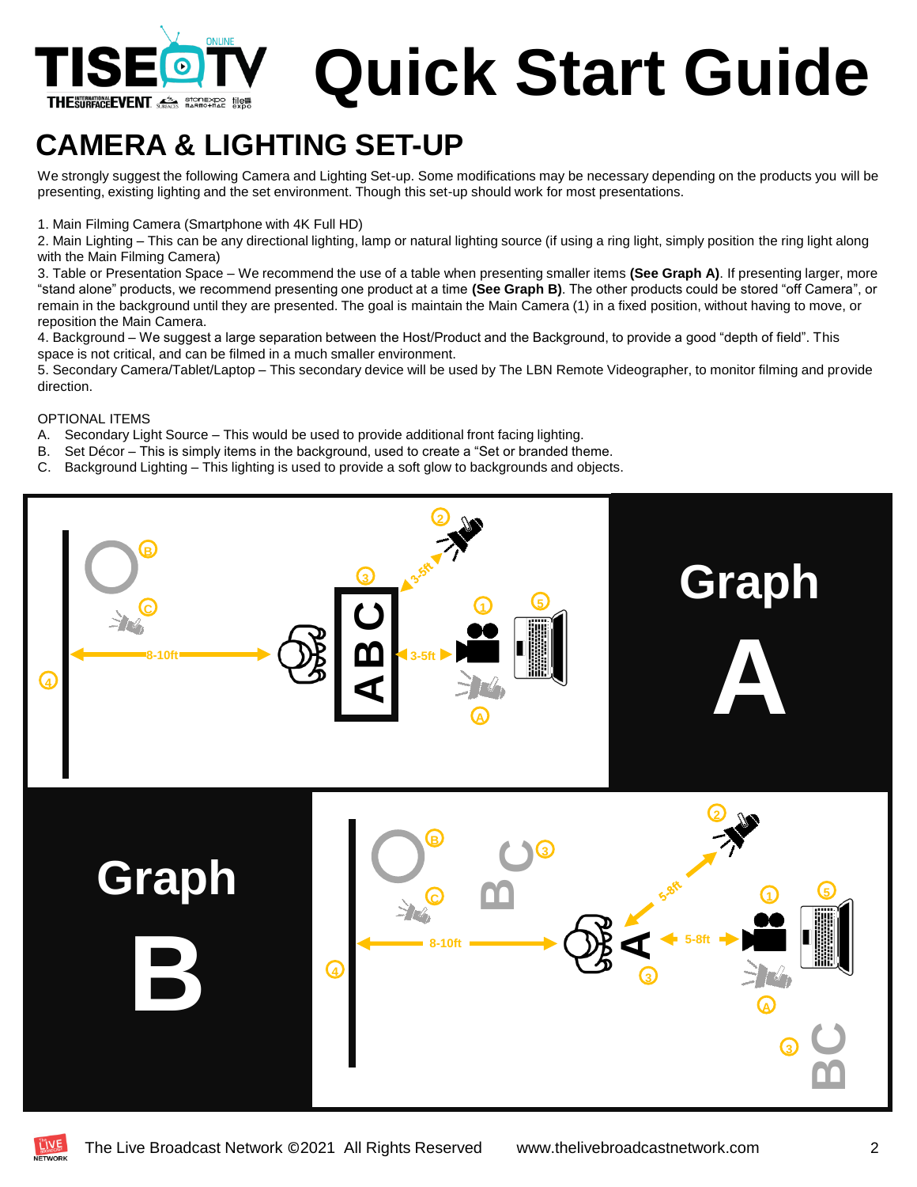# Quick Start Guide

## CAMERA & LIGHTING SET-UP

We strongly suggest the following Camera and Lighting Set-up. Some modifications may be necessary depending on the products you will be presenting, existing lighting and the set environment. Though this set-up should work for most presentations.

1. Main Filming Camera (Smartphone with 4K Full HD)
2. Main Lighting – This can be any directional lighting, lamp or natural lighting source (if using a ring light, simply position the ring light along with the Main Filming Camera)
3. Table or Presentation Space – We recommend the use of a table when presenting smaller items **(See Graph A)**. If presenting larger, more "stand alone" products, we recommend presenting one product at a time **(See Graph B)**. The other products could be stored "off Camera", or remain in the background until they are presented. The goal is maintain the Main Camera (1) in a fixed position, without having to move, or reposition the Main Camera.
4. Background – We suggest a large separation between the Host/Product and the Background, to provide a good "depth of field". This space is not critical, and can be filmed in a much smaller environment.
5. Secondary Camera/Tablet/Laptop – This secondary device will be used by The LBN Remote Videographer, to monitor filming and provide direction.

OPTIONAL ITEMS

A. Secondary Light Source – This would be used to provide additional front facing lighting.
B. Set Décor – This is simply items in the background, used to create a "Set or branded theme.
C. Background Lighting – This lighting is used to provide a soft glow to backgrounds and objects.

**Graph A**

8-10ft — 3-5ft — 3-5ft

**Graph B**

8-10ft — 5-8ft — 5-8ft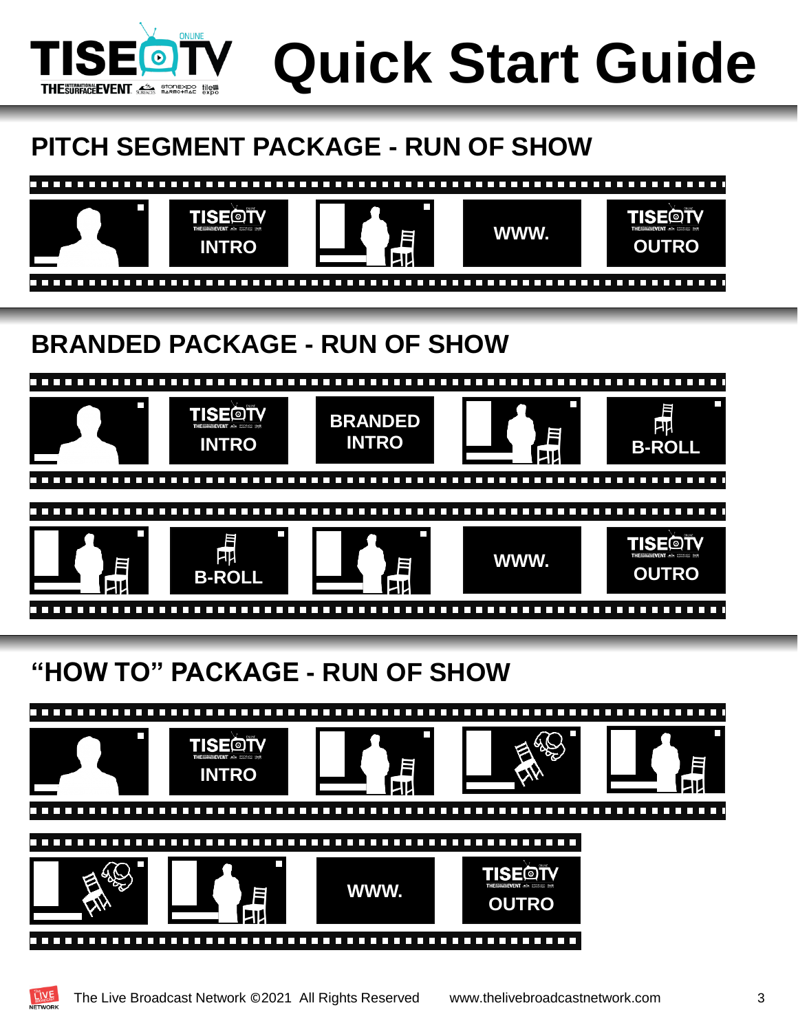# Quick Start Guide

## PITCH SEGMENT PACKAGE - RUN OF SHOW

INTRO

WWW.

OUTRO

## BRANDED PACKAGE - RUN OF SHOW

INTRO

BRANDED INTRO

B-ROLL

B-ROLL

WWW.

OUTRO

## “HOW TO” PACKAGE - RUN OF SHOW

INTRO

WWW.

OUTRO

The Live Broadcast Network ©2021 All Rights Reserved www.thelivebroadcastnetwork.com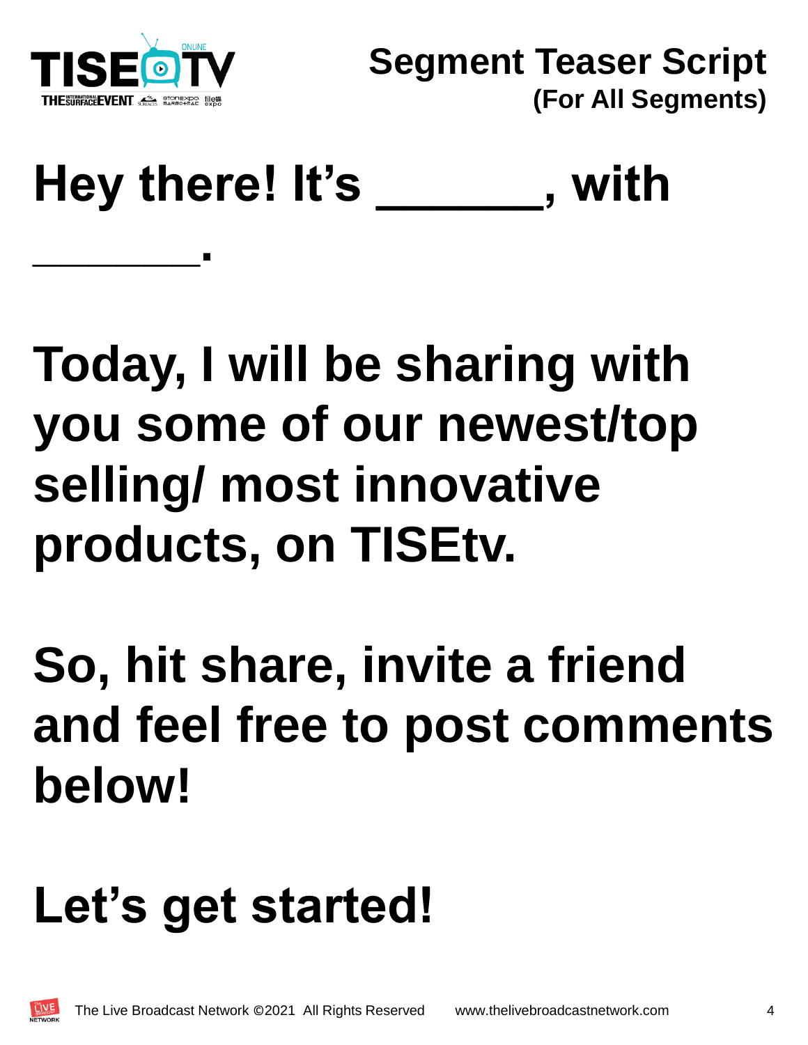# Segment Teaser Script

## (For All Segments)

**Hey there! It's _______, with _______.**

**Today, I will be sharing with you some of our newest/top selling/ most innovative products, on TISEtv.**

**So, hit share, invite a friend and feel free to post comments below!**

**Let's get started!**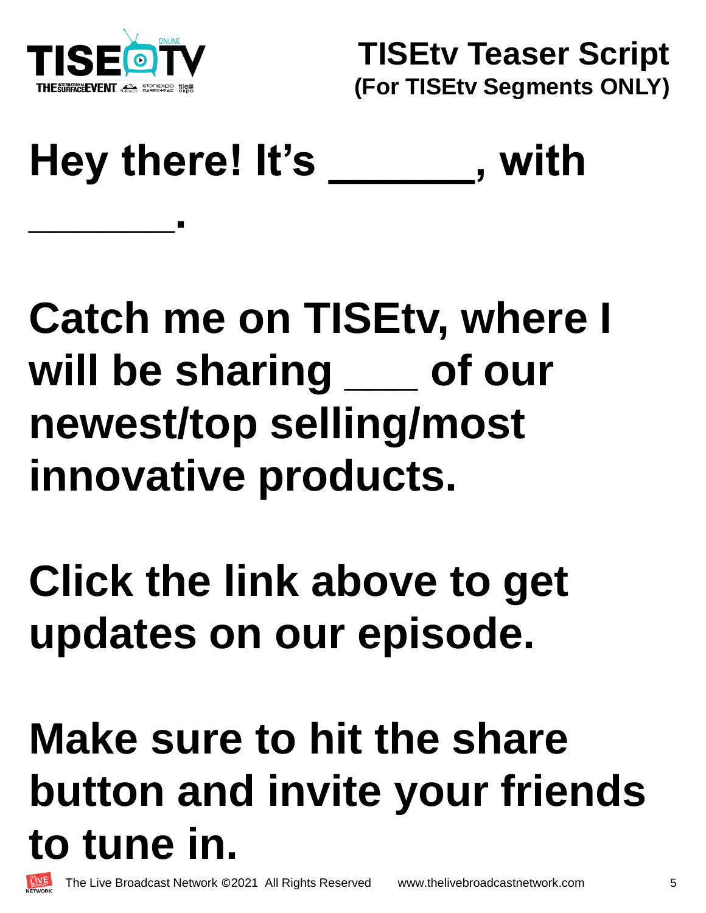# TISEtv Teaser Script

**(For TISEtv Segments ONLY)**

**Hey there! It's _______, with _______.**

**Catch me on TISEtv, where I will be sharing ___ of our newest/top selling/most innovative products.**

**Click the link above to get updates on our episode.**

**Make sure to hit the share button and invite your friends to tune in.**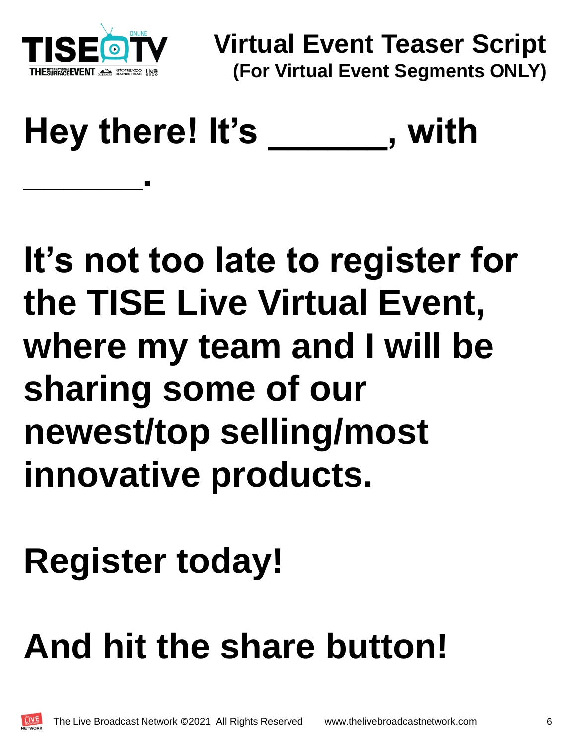# Virtual Event Teaser Script

**(For Virtual Event Segments ONLY)**

**Hey there! It's _______, with _______.**

**It's not too late to register for the TISE Live Virtual Event, where my team and I will be sharing some of our newest/top selling/most innovative products.**

**Register today!**

**And hit the share button!**